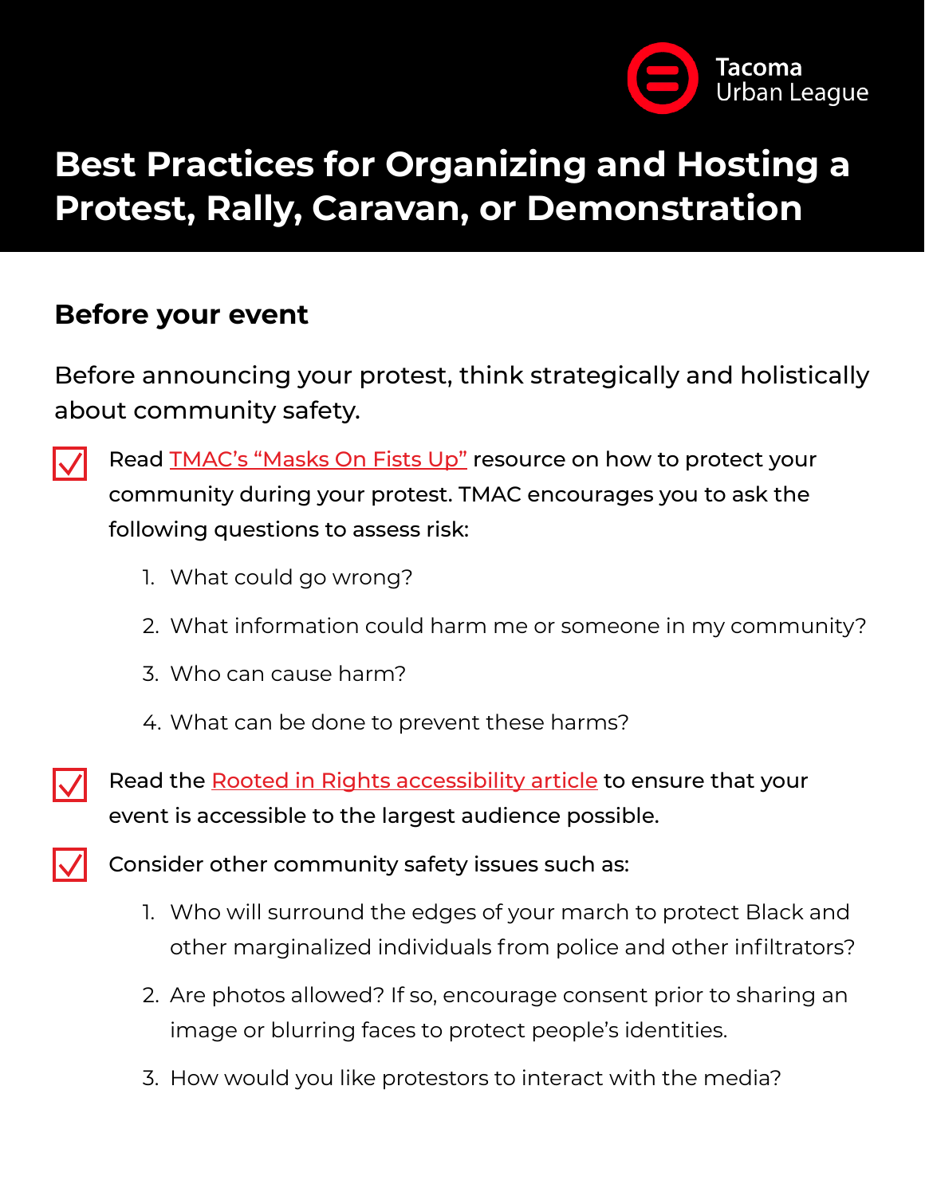Tacoma Urban League

# Best Practices for Organizing and Hosting a Protest, Rally, Caravan, or Demonstration

## Before your event

Before announcing your protest, think strategically and holistically about community safety.

- [x] Read TMAC's "Masks On Fists Up" resource on how to protect your community during your protest. TMAC encourages you to ask the following questions to assess risk:
    1. What could go wrong?
    2. What information could harm me or someone in my community?
    3. Who can cause harm?
    4. What can be done to prevent these harms?
- [x] Read the Rooted in Rights accessibility article to ensure that your event is accessible to the largest audience possible.
- [x] Consider other community safety issues such as:
    1. Who will surround the edges of your march to protect Black and other marginalized individuals from police and other infiltrators?
    2. Are photos allowed? If so, encourage consent prior to sharing an image or blurring faces to protect people's identities.
    3. How would you like protestors to interact with the media?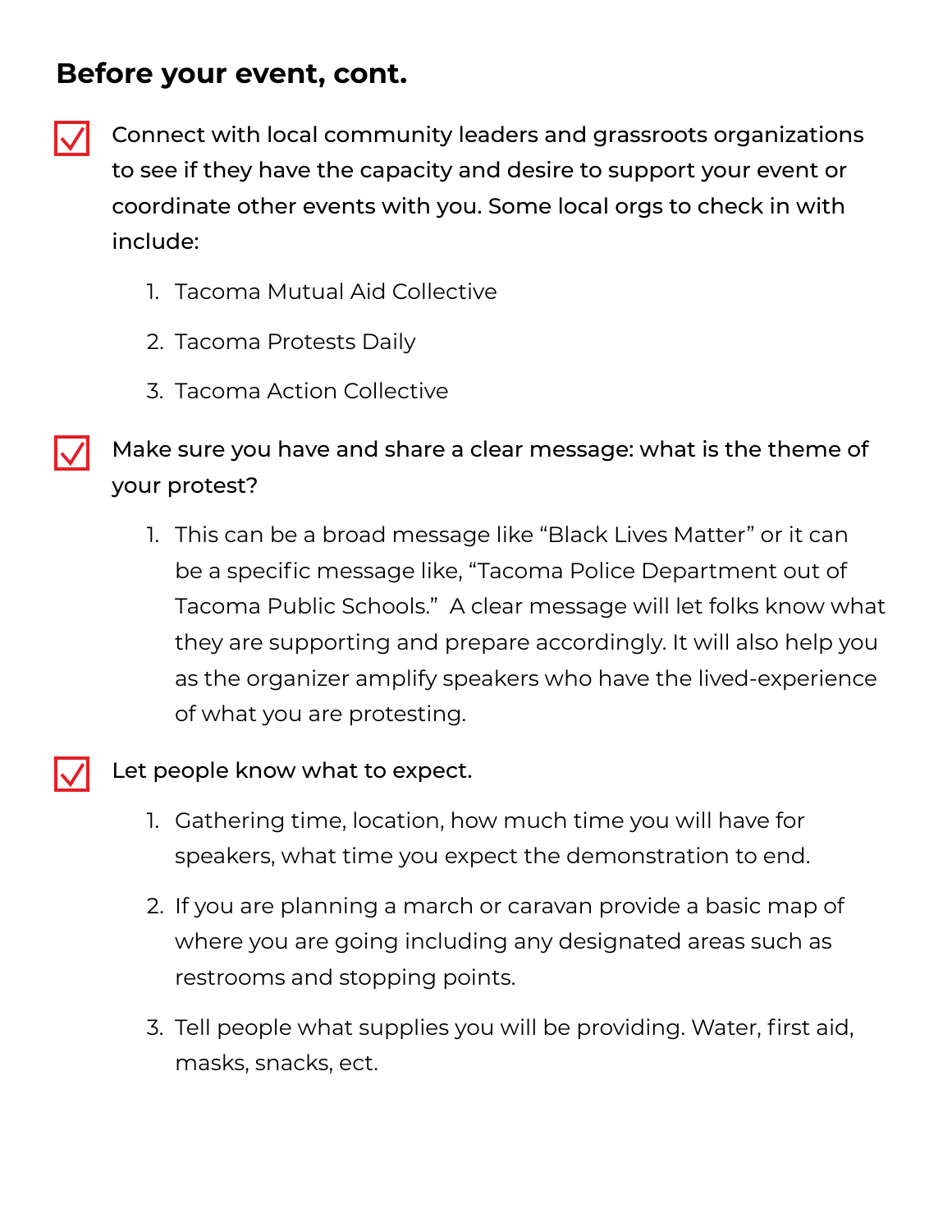## Before your event, cont.

- [x] Connect with local community leaders and grassroots organizations to see if they have the capacity and desire to support your event or coordinate other events with you. Some local orgs to check in with include:
    1. Tacoma Mutual Aid Collective
    2. Tacoma Protests Daily
    3. Tacoma Action Collective

- [x] Make sure you have and share a clear message: what is the theme of your protest?
    1. This can be a broad message like "Black Lives Matter" or it can be a specific message like, "Tacoma Police Department out of Tacoma Public Schools." A clear message will let folks know what they are supporting and prepare accordingly. It will also help you as the organizer amplify speakers who have the lived-experience of what you are protesting.

- [x] Let people know what to expect.
    1. Gathering time, location, how much time you will have for speakers, what time you expect the demonstration to end.
    2. If you are planning a march or caravan provide a basic map of where you are going including any designated areas such as restrooms and stopping points.
    3. Tell people what supplies you will be providing. Water, first aid, masks, snacks, ect.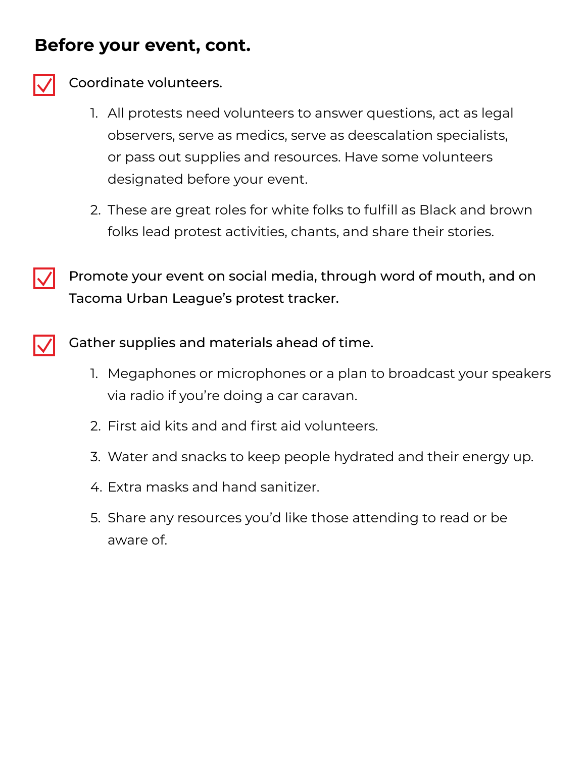## Before your event, cont.

- [x] Coordinate volunteers.

    1. All protests need volunteers to answer questions, act as legal observers, serve as medics, serve as deescalation specialists, or pass out supplies and resources. Have some volunteers designated before your event.
    2. These are great roles for white folks to fulfill as Black and brown folks lead protest activities, chants, and share their stories.

- [x] Promote your event on social media, through word of mouth, and on Tacoma Urban League's protest tracker.

- [x] Gather supplies and materials ahead of time.

    1. Megaphones or microphones or a plan to broadcast your speakers via radio if you're doing a car caravan.
    2. First aid kits and and first aid volunteers.
    3. Water and snacks to keep people hydrated and their energy up.
    4. Extra masks and hand sanitizer.
    5. Share any resources you'd like those attending to read or be aware of.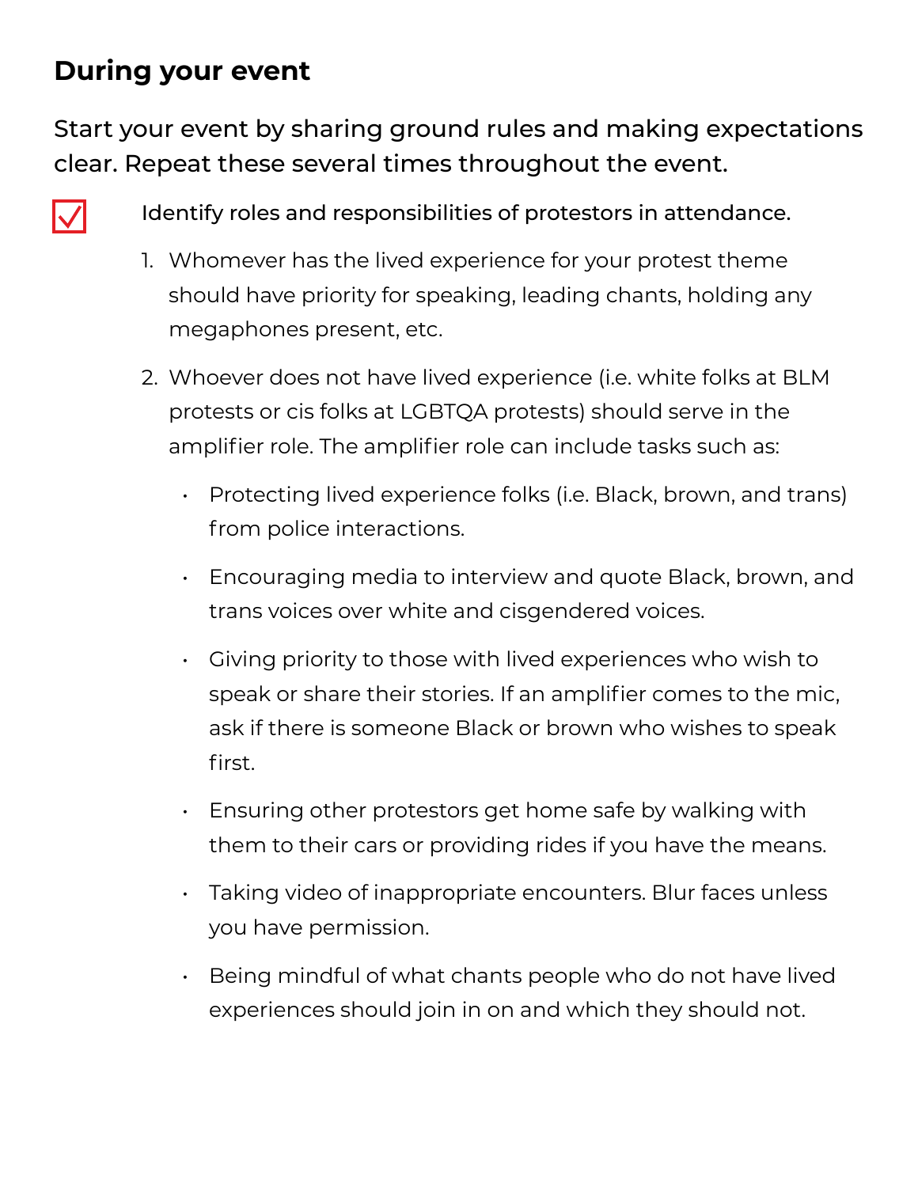## During your event

Start your event by sharing ground rules and making expectations clear. Repeat these several times throughout the event.

- [x] Identify roles and responsibilities of protestors in attendance.

1. Whomever has the lived experience for your protest theme should have priority for speaking, leading chants, holding any megaphones present, etc.
2. Whoever does not have lived experience (i.e. white folks at BLM protests or cis folks at LGBTQA protests) should serve in the amplifier role. The amplifier role can include tasks such as:
   - Protecting lived experience folks (i.e. Black, brown, and trans) from police interactions.
   - Encouraging media to interview and quote Black, brown, and trans voices over white and cisgendered voices.
   - Giving priority to those with lived experiences who wish to speak or share their stories. If an amplifier comes to the mic, ask if there is someone Black or brown who wishes to speak first.
   - Ensuring other protestors get home safe by walking with them to their cars or providing rides if you have the means.
   - Taking video of inappropriate encounters. Blur faces unless you have permission.
   - Being mindful of what chants people who do not have lived experiences should join in on and which they should not.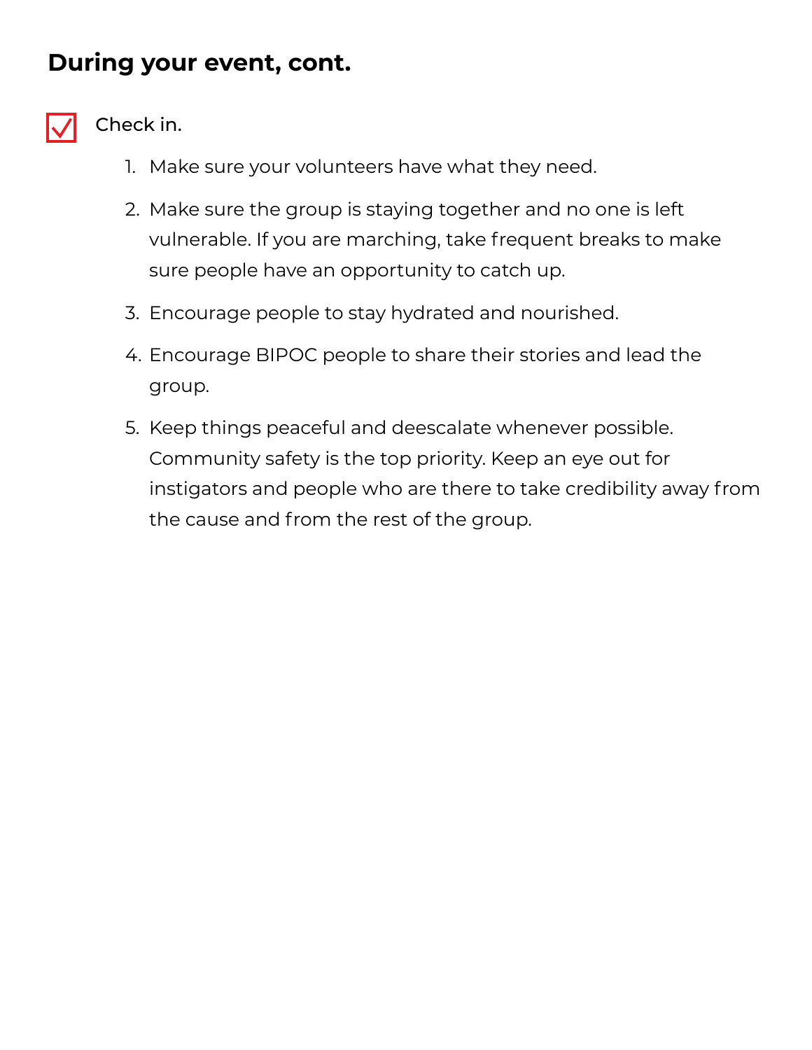## During your event, cont.

- [x] Check in.

1. Make sure your volunteers have what they need.
2. Make sure the group is staying together and no one is left vulnerable. If you are marching, take frequent breaks to make sure people have an opportunity to catch up.
3. Encourage people to stay hydrated and nourished.
4. Encourage BIPOC people to share their stories and lead the group.
5. Keep things peaceful and deescalate whenever possible. Community safety is the top priority. Keep an eye out for instigators and people who are there to take credibility away from the cause and from the rest of the group.